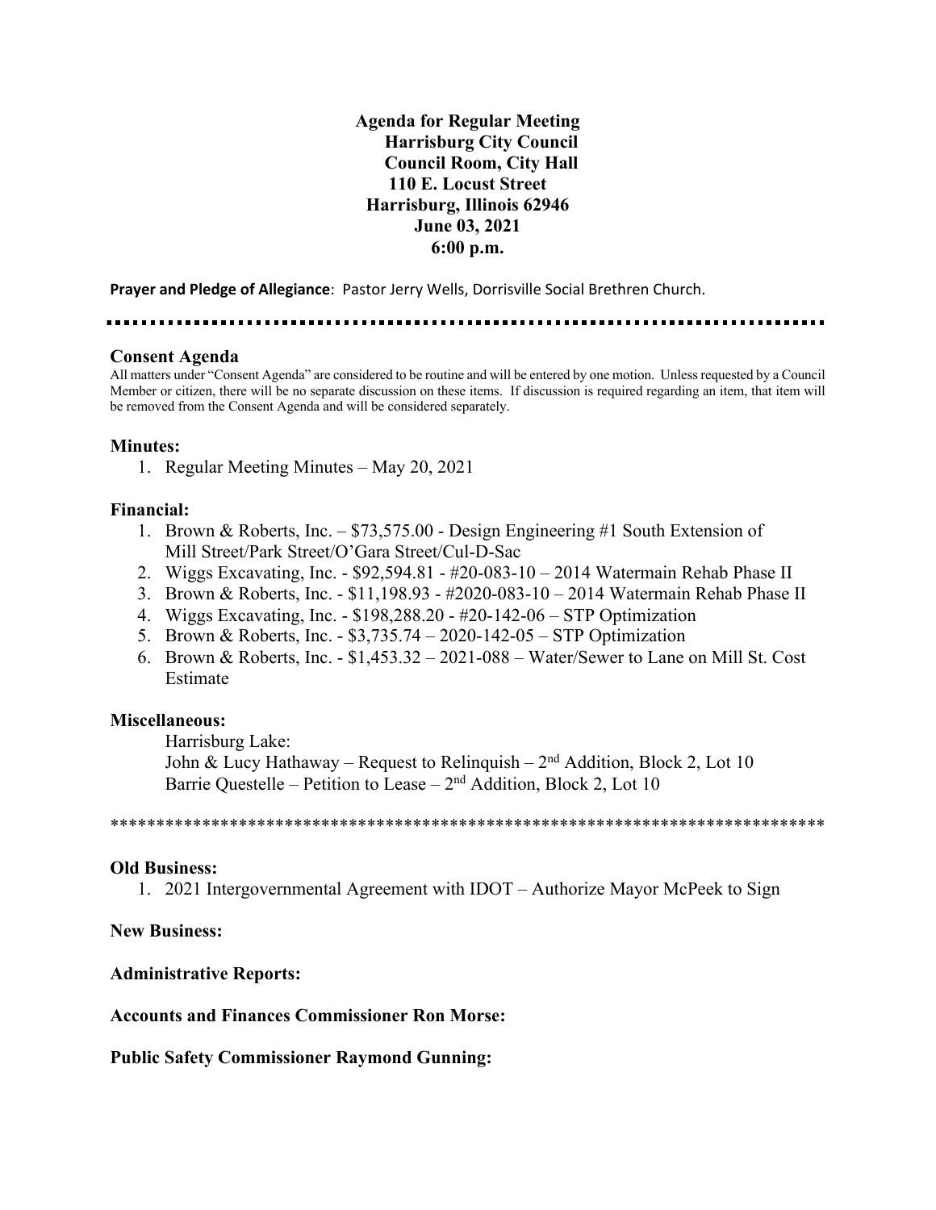**Agenda for Regular Meeting**
**Harrisburg City Council**
**Council Room, City Hall**
**110 E. Locust Street**
**Harrisburg, Illinois 62946**
**June 03, 2021**
**6:00 p.m.**

**Prayer and Pledge of Allegiance**: Pastor Jerry Wells, Dorrisville Social Brethren Church.

---

## Consent Agenda

All matters under "Consent Agenda" are considered to be routine and will be entered by one motion. Unless requested by a Council Member or citizen, there will be no separate discussion on these items. If discussion is required regarding an item, that item will be removed from the Consent Agenda and will be considered separately.

### Minutes:

1. Regular Meeting Minutes – May 20, 2021

### Financial:

1. Brown & Roberts, Inc. – $73,575.00 - Design Engineering #1 South Extension of Mill Street/Park Street/O'Gara Street/Cul-D-Sac
2. Wiggs Excavating, Inc. - $92,594.81 - #20-083-10 – 2014 Watermain Rehab Phase II
3. Brown & Roberts, Inc. - $11,198.93 - #2020-083-10 – 2014 Watermain Rehab Phase II
4. Wiggs Excavating, Inc. - $198,288.20 - #20-142-06 – STP Optimization
5. Brown & Roberts, Inc. - $3,735.74 – 2020-142-05 – STP Optimization
6. Brown & Roberts, Inc. - $1,453.32 – 2021-088 – Water/Sewer to Lane on Mill St. Cost Estimate

### Miscellaneous:

Harrisburg Lake:
John & Lucy Hathaway – Request to Relinquish – 2nd Addition, Block 2, Lot 10
Barrie Questelle – Petition to Lease – 2nd Addition, Block 2, Lot 10

*******************************************************************************

### Old Business:

1. 2021 Intergovernmental Agreement with IDOT – Authorize Mayor McPeek to Sign

### New Business:

### Administrative Reports:

### Accounts and Finances Commissioner Ron Morse:

### Public Safety Commissioner Raymond Gunning: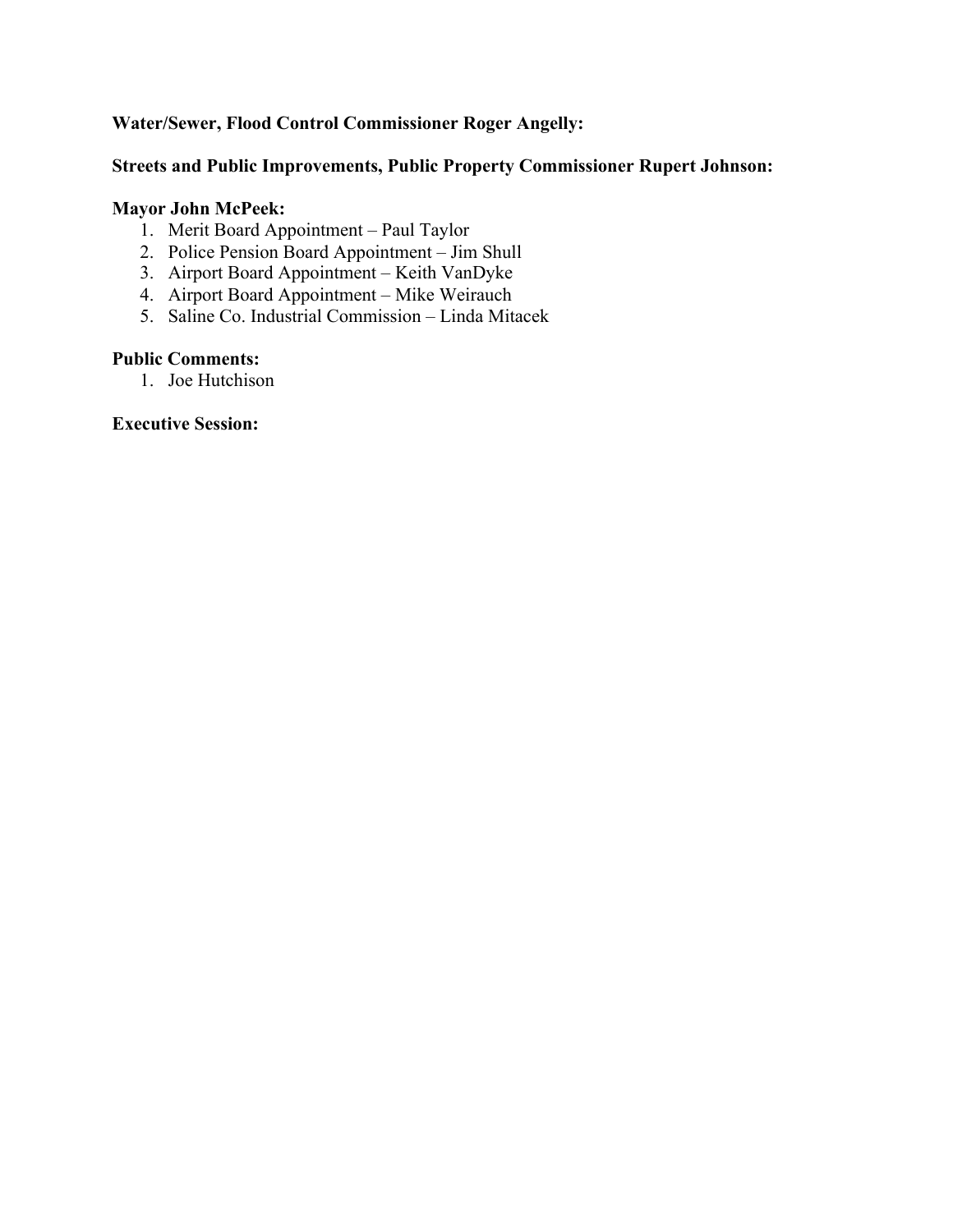**Water/Sewer, Flood Control Commissioner Roger Angelly:**

**Streets and Public Improvements, Public Property Commissioner Rupert Johnson:**

**Mayor John McPeek:**

1. Merit Board Appointment – Paul Taylor
2. Police Pension Board Appointment – Jim Shull
3. Airport Board Appointment – Keith VanDyke
4. Airport Board Appointment – Mike Weirauch
5. Saline Co. Industrial Commission – Linda Mitacek

**Public Comments:**

1. Joe Hutchison

**Executive Session:**